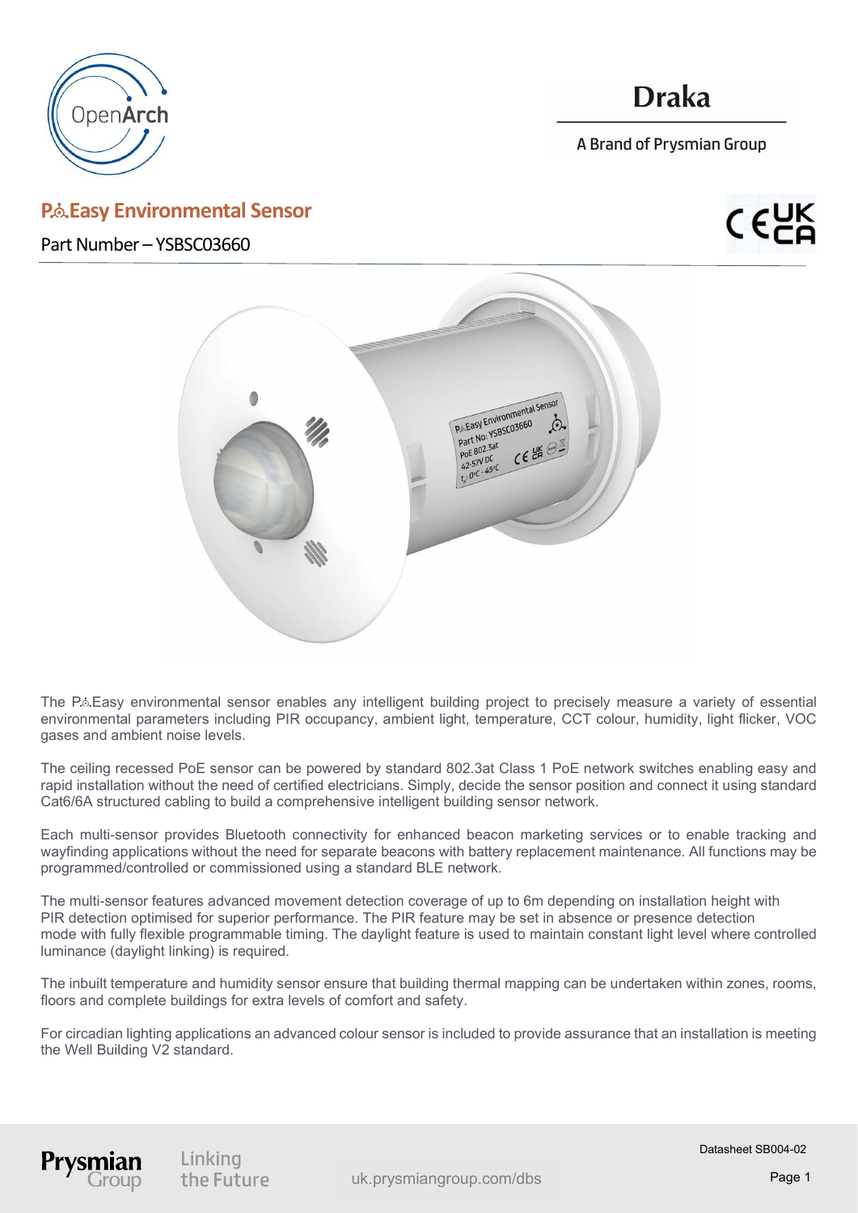OpenArch

# Draka

A Brand of Prysmian Group

## P.Easy Environmental Sensor

Part Number – YSBSC03660

The P.Easy environmental sensor enables any intelligent building project to precisely measure a variety of essential environmental parameters including PIR occupancy, ambient light, temperature, CCT colour, humidity, light flicker, VOC gases and ambient noise levels.

The ceiling recessed PoE sensor can be powered by standard 802.3at Class 1 PoE network switches enabling easy and rapid installation without the need of certified electricians. Simply, decide the sensor position and connect it using standard Cat6/6A structured cabling to build a comprehensive intelligent building sensor network.

Each multi-sensor provides Bluetooth connectivity for enhanced beacon marketing services or to enable tracking and wayfinding applications without the need for separate beacons with battery replacement maintenance. All functions may be programmed/controlled or commissioned using a standard BLE network.

The multi-sensor features advanced movement detection coverage of up to 6m depending on installation height with PIR detection optimised for superior performance. The PIR feature may be set in absence or presence detection mode with fully flexible programmable timing. The daylight feature is used to maintain constant light level where controlled luminance (daylight linking) is required.

The inbuilt temperature and humidity sensor ensure that building thermal mapping can be undertaken within zones, rooms, floors and complete buildings for extra levels of comfort and safety.

For circadian lighting applications an advanced colour sensor is included to provide assurance that an installation is meeting the Well Building V2 standard.

Prysmian Group — Linking the Future — uk.prysmiangroup.com/dbs — Datasheet SB004-02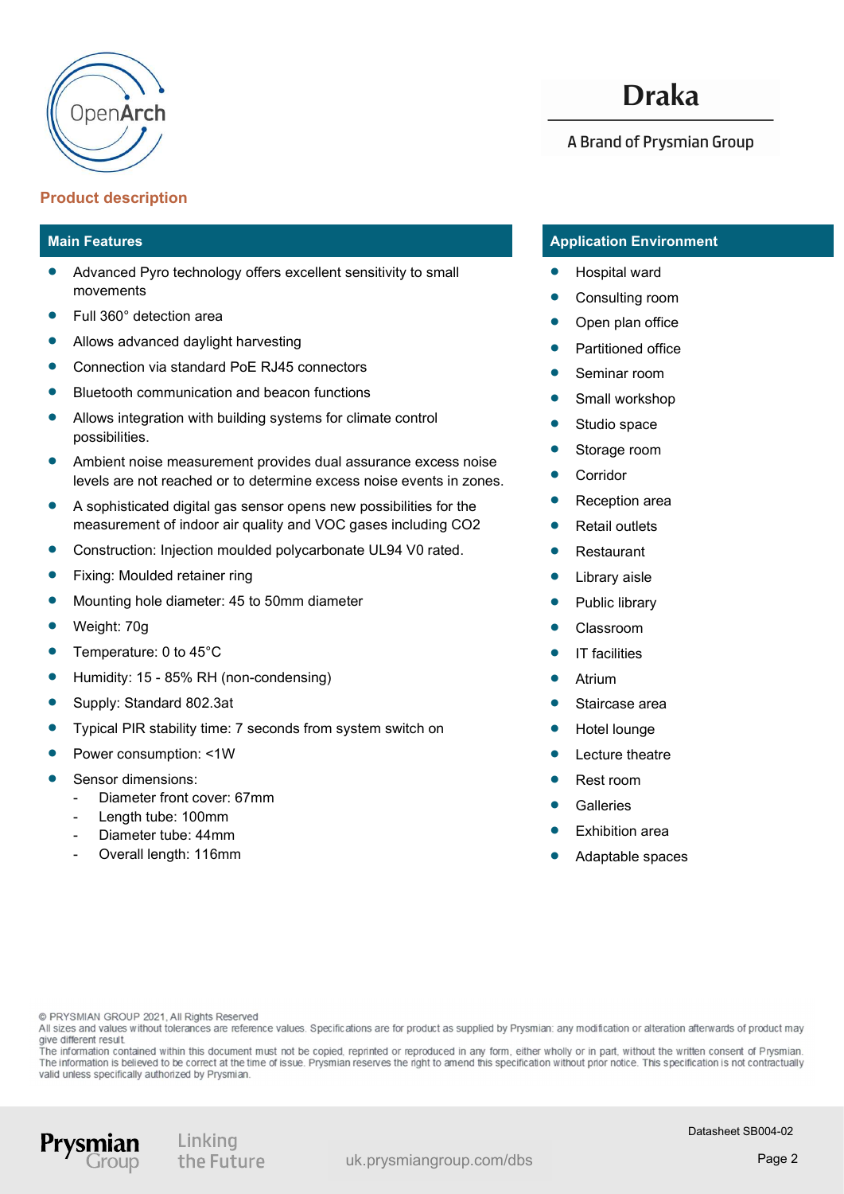## Product description

### Main Features

- Advanced Pyro technology offers excellent sensitivity to small movements
- Full 360° detection area
- Allows advanced daylight harvesting
- Connection via standard PoE RJ45 connectors
- Bluetooth communication and beacon functions
- Allows integration with building systems for climate control possibilities.
- Ambient noise measurement provides dual assurance excess noise levels are not reached or to determine excess noise events in zones.
- A sophisticated digital gas sensor opens new possibilities for the measurement of indoor air quality and VOC gases including CO2
- Construction: Injection moulded polycarbonate UL94 V0 rated.
- Fixing: Moulded retainer ring
- Mounting hole diameter: 45 to 50mm diameter
- Weight: 70g
- Temperature: 0 to 45°C
- Humidity: 15 - 85% RH (non-condensing)
- Supply: Standard 802.3at
- Typical PIR stability time: 7 seconds from system switch on
- Power consumption: <1W
- Sensor dimensions:
  - Diameter front cover: 67mm
  - Length tube: 100mm
  - Diameter tube: 44mm
  - Overall length: 116mm

### Application Environment

- Hospital ward
- Consulting room
- Open plan office
- Partitioned office
- Seminar room
- Small workshop
- Studio space
- Storage room
- Corridor
- Reception area
- Retail outlets
- Restaurant
- Library aisle
- Public library
- Classroom
- IT facilities
- Atrium
- Staircase area
- Hotel lounge
- Lecture theatre
- Rest room
- Galleries
- Exhibition area
- Adaptable spaces

© PRYSMIAN GROUP 2021, All Rights Reserved
All sizes and values without tolerances are reference values. Specifications are for product as supplied by Prysmian: any modification or alteration afterwards of product may give different result.
The information contained within this document must not be copied, reprinted or reproduced in any form, either wholly or in part, without the written consent of Prysmian. The information is believed to be correct at the time of issue. Prysmian reserves the right to amend this specification without prior notice. This specification is not contractually valid unless specifically authorized by Prysmian.

Datasheet SB004-02